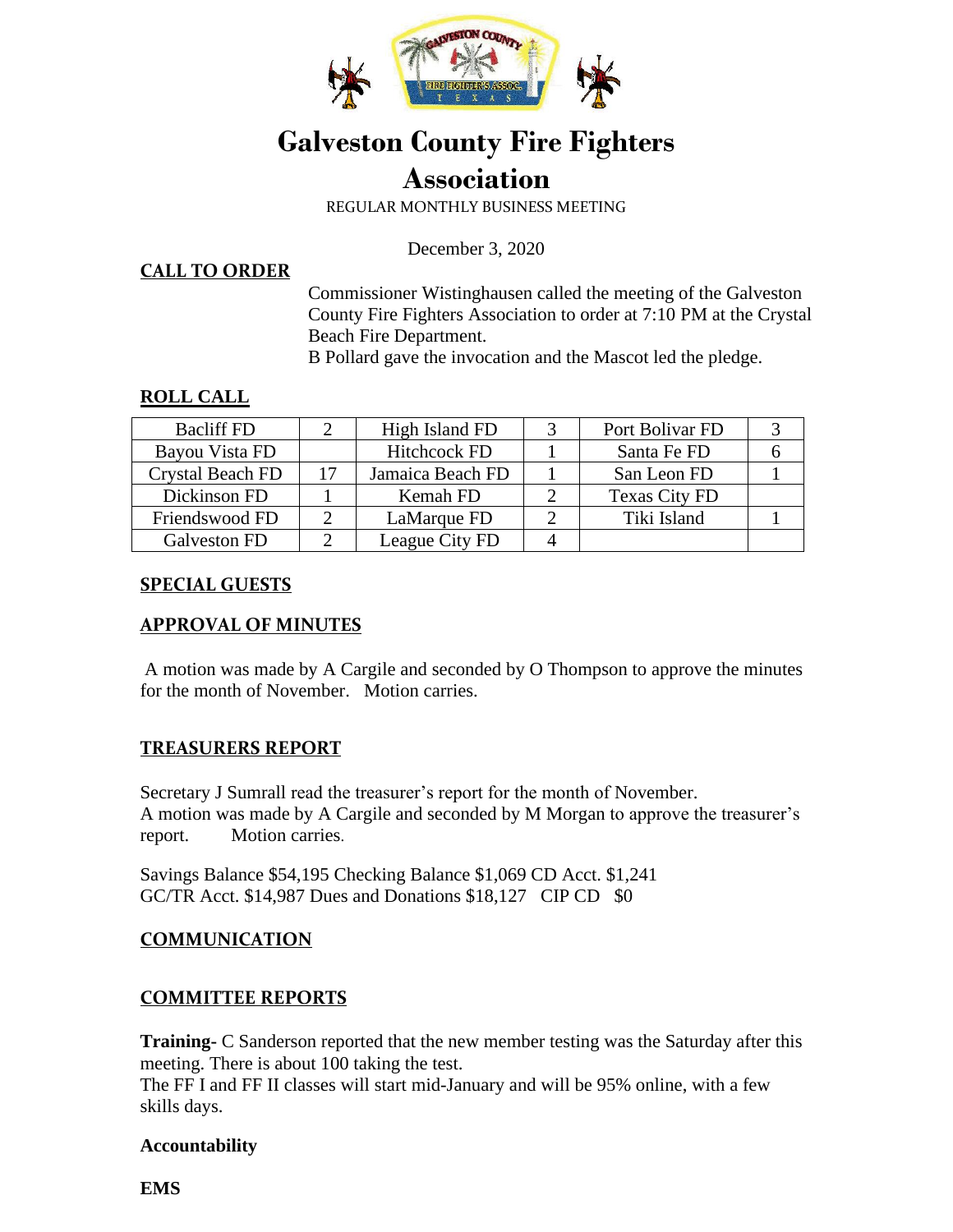# Galveston County Fire Fighters Association

REGULAR MONTHLY BUSINESS MEETING

December 3, 2020

## CALL TO ORDER

Commissioner Wistinghausen called the meeting of the Galveston County Fire Fighters Association to order at 7:10 PM at the Crystal Beach Fire Department.

B Pollard gave the invocation and the Mascot led the pledge.

## ROLL CALL

| | | | | | |
|---|---|---|---|---|---|
| Bacliff FD | 2 | High Island FD | 3 | Port Bolivar FD | 3 |
| Bayou Vista FD | | Hitchcock FD | 1 | Santa Fe FD | 6 |
| Crystal Beach FD | 17 | Jamaica Beach FD | 1 | San Leon FD | 1 |
| Dickinson FD | 1 | Kemah FD | 2 | Texas City FD | |
| Friendswood FD | 2 | LaMarque FD | 2 | Tiki Island | 1 |
| Galveston FD | 2 | League City FD | 4 | | |

## SPECIAL GUESTS

## APPROVAL OF MINUTES

A motion was made by A Cargile and seconded by O Thompson to approve the minutes for the month of November. Motion carries.

## TREASURERS REPORT

Secretary J Sumrall read the treasurer's report for the month of November.
A motion was made by A Cargile and seconded by M Morgan to approve the treasurer's report. Motion carries.

Savings Balance $54,195 Checking Balance $1,069 CD Acct. $1,241
GC/TR Acct. $14,987 Dues and Donations $18,127 CIP CD $0

## COMMUNICATION

## COMMITTEE REPORTS

**Training-** C Sanderson reported that the new member testing was the Saturday after this meeting. There is about 100 taking the test.
The FF I and FF II classes will start mid-January and will be 95% online, with a few skills days.

**Accountability**

**EMS**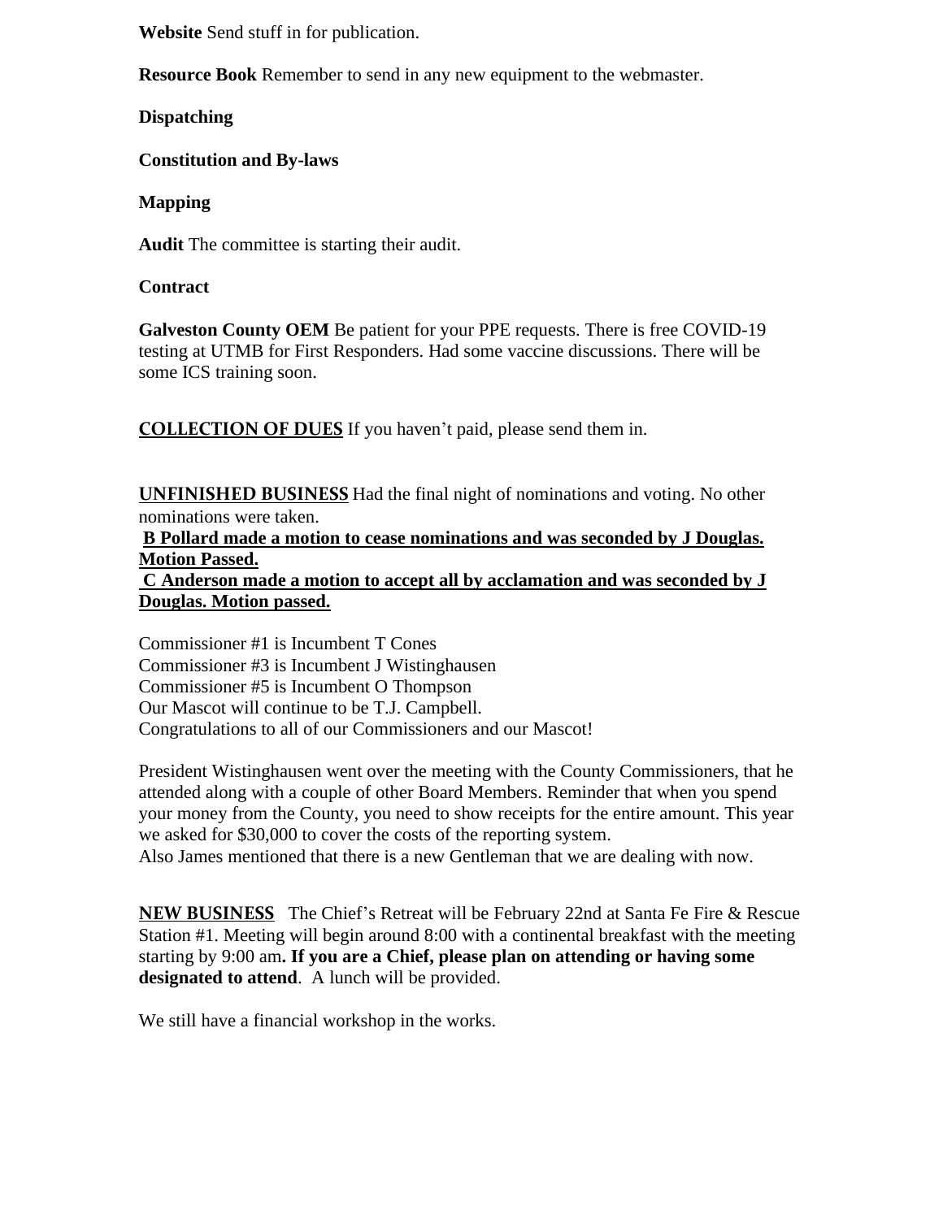**Website** Send stuff in for publication.

**Resource Book** Remember to send in any new equipment to the webmaster.

**Dispatching**

**Constitution and By-laws**

**Mapping**

**Audit** The committee is starting their audit.

**Contract**

**Galveston County OEM** Be patient for your PPE requests. There is free COVID-19 testing at UTMB for First Responders. Had some vaccine discussions. There will be some ICS training soon.

**COLLECTION OF DUES** If you haven't paid, please send them in.

**UNFINISHED BUSINESS** Had the final night of nominations and voting. No other nominations were taken.

**B Pollard made a motion to cease nominations and was seconded by J Douglas. Motion Passed.**

**C Anderson made a motion to accept all by acclamation and was seconded by J Douglas. Motion passed.**

Commissioner #1 is Incumbent T Cones
Commissioner #3 is Incumbent J Wistinghausen
Commissioner #5 is Incumbent O Thompson
Our Mascot will continue to be T.J. Campbell.
Congratulations to all of our Commissioners and our Mascot!

President Wistinghausen went over the meeting with the County Commissioners, that he attended along with a couple of other Board Members. Reminder that when you spend your money from the County, you need to show receipts for the entire amount. This year we asked for $30,000 to cover the costs of the reporting system.
Also James mentioned that there is a new Gentleman that we are dealing with now.

**NEW BUSINESS** The Chief's Retreat will be February 22nd at Santa Fe Fire & Rescue Station #1. Meeting will begin around 8:00 with a continental breakfast with the meeting starting by 9:00 am**. If you are a Chief, please plan on attending or having some designated to attend**. A lunch will be provided.

We still have a financial workshop in the works.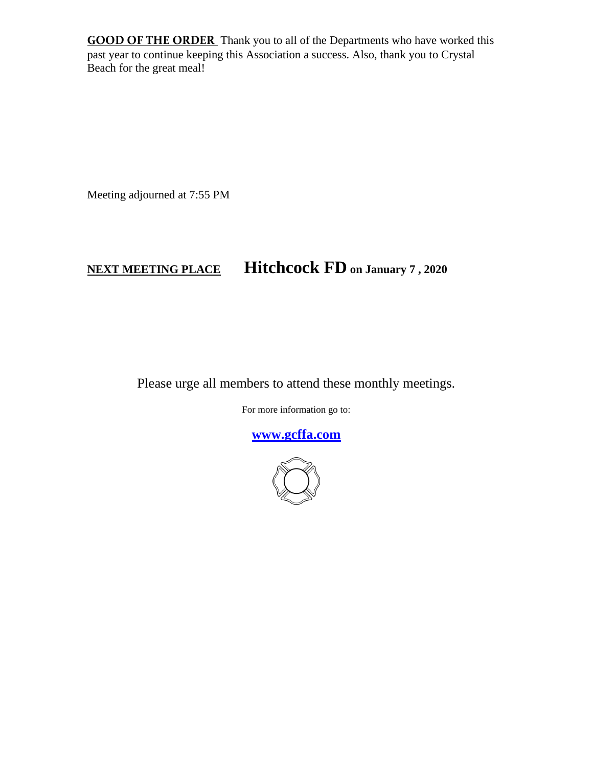**GOOD OF THE ORDER** Thank you to all of the Departments who have worked this past year to continue keeping this Association a success. Also, thank you to Crystal Beach for the great meal!

Meeting adjourned at 7:55 PM

**NEXT MEETING PLACE** **Hitchcock FD on January 7 , 2020**

Please urge all members to attend these monthly meetings.

For more information go to:

**www.gcffa.com**